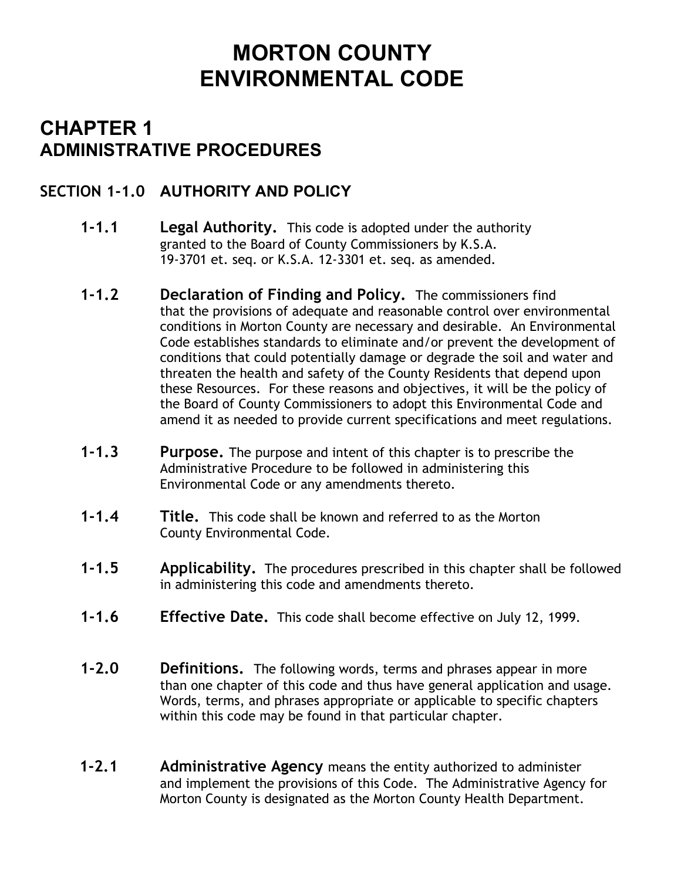# MORTON COUNTY ENVIRONMENTAL CODE

## CHAPTER 1
## ADMINISTRATIVE PROCEDURES

### SECTION 1-1.0 AUTHORITY AND POLICY

**1-1.1 Legal Authority.** This code is adopted under the authority granted to the Board of County Commissioners by K.S.A. 19-3701 et. seq. or K.S.A. 12-3301 et. seq. as amended.

**1-1.2 Declaration of Finding and Policy.** The commissioners find that the provisions of adequate and reasonable control over environmental conditions in Morton County are necessary and desirable. An Environmental Code establishes standards to eliminate and/or prevent the development of conditions that could potentially damage or degrade the soil and water and threaten the health and safety of the County Residents that depend upon these Resources. For these reasons and objectives, it will be the policy of the Board of County Commissioners to adopt this Environmental Code and amend it as needed to provide current specifications and meet regulations.

**1-1.3 Purpose.** The purpose and intent of this chapter is to prescribe the Administrative Procedure to be followed in administering this Environmental Code or any amendments thereto.

**1-1.4 Title.** This code shall be known and referred to as the Morton County Environmental Code.

**1-1.5 Applicability.** The procedures prescribed in this chapter shall be followed in administering this code and amendments thereto.

**1-1.6 Effective Date.** This code shall become effective on July 12, 1999.

**1-2.0 Definitions.** The following words, terms and phrases appear in more than one chapter of this code and thus have general application and usage. Words, terms, and phrases appropriate or applicable to specific chapters within this code may be found in that particular chapter.

**1-2.1 Administrative Agency** means the entity authorized to administer and implement the provisions of this Code. The Administrative Agency for Morton County is designated as the Morton County Health Department.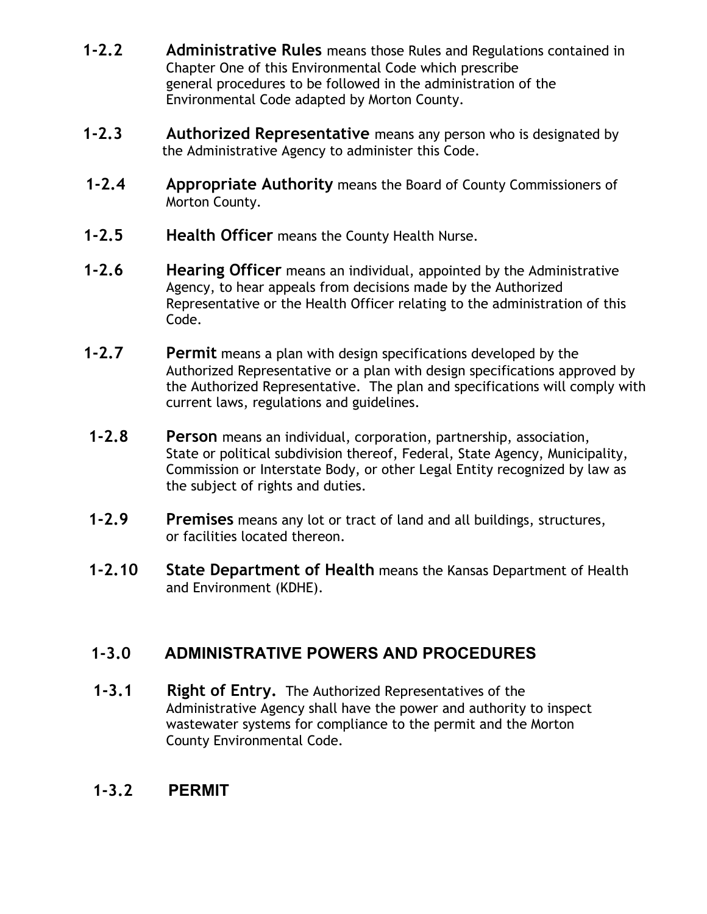**1-2.2** **Administrative Rules** means those Rules and Regulations contained in Chapter One of this Environmental Code which prescribe general procedures to be followed in the administration of the Environmental Code adapted by Morton County.

**1-2.3** **Authorized Representative** means any person who is designated by the Administrative Agency to administer this Code.

**1-2.4** **Appropriate Authority** means the Board of County Commissioners of Morton County.

**1-2.5** **Health Officer** means the County Health Nurse.

**1-2.6** **Hearing Officer** means an individual, appointed by the Administrative Agency, to hear appeals from decisions made by the Authorized Representative or the Health Officer relating to the administration of this Code.

**1-2.7** **Permit** means a plan with design specifications developed by the Authorized Representative or a plan with design specifications approved by the Authorized Representative. The plan and specifications will comply with current laws, regulations and guidelines.

**1-2.8** **Person** means an individual, corporation, partnership, association, State or political subdivision thereof, Federal, State Agency, Municipality, Commission or Interstate Body, or other Legal Entity recognized by law as the subject of rights and duties.

**1-2.9** **Premises** means any lot or tract of land and all buildings, structures, or facilities located thereon.

**1-2.10** **State Department of Health** means the Kansas Department of Health and Environment (KDHE).

## 1-3.0 ADMINISTRATIVE POWERS AND PROCEDURES

**1-3.1** **Right of Entry.** The Authorized Representatives of the Administrative Agency shall have the power and authority to inspect wastewater systems for compliance to the permit and the Morton County Environmental Code.

### 1-3.2 PERMIT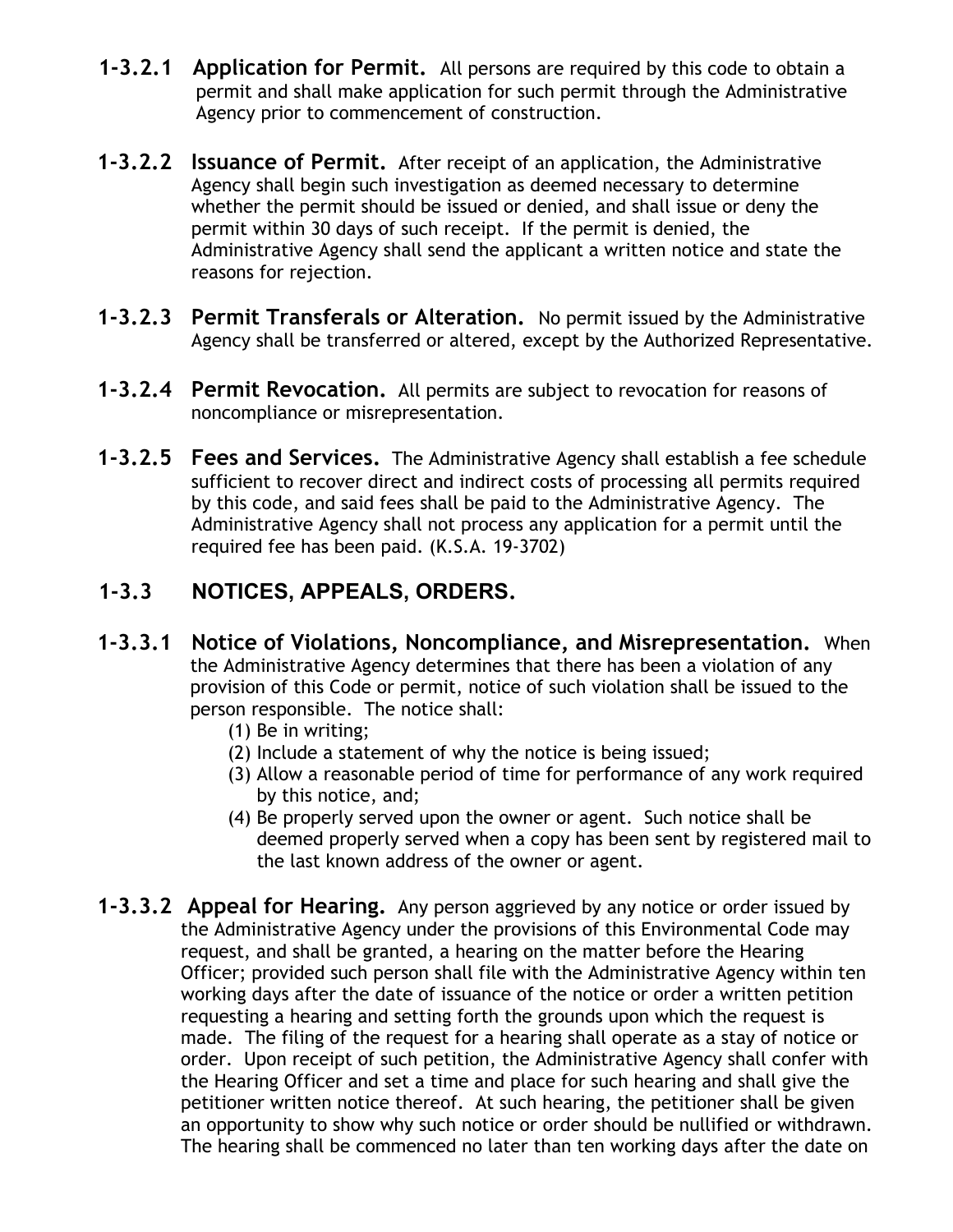**1-3.2.1 Application for Permit.** All persons are required by this code to obtain a permit and shall make application for such permit through the Administrative Agency prior to commencement of construction.

**1-3.2.2 Issuance of Permit.** After receipt of an application, the Administrative Agency shall begin such investigation as deemed necessary to determine whether the permit should be issued or denied, and shall issue or deny the permit within 30 days of such receipt. If the permit is denied, the Administrative Agency shall send the applicant a written notice and state the reasons for rejection.

**1-3.2.3 Permit Transferals or Alteration.** No permit issued by the Administrative Agency shall be transferred or altered, except by the Authorized Representative.

**1-3.2.4 Permit Revocation.** All permits are subject to revocation for reasons of noncompliance or misrepresentation.

**1-3.2.5 Fees and Services.** The Administrative Agency shall establish a fee schedule sufficient to recover direct and indirect costs of processing all permits required by this code, and said fees shall be paid to the Administrative Agency. The Administrative Agency shall not process any application for a permit until the required fee has been paid. (K.S.A. 19-3702)

## 1-3.3 NOTICES, APPEALS, ORDERS.

**1-3.3.1 Notice of Violations, Noncompliance, and Misrepresentation.** When the Administrative Agency determines that there has been a violation of any provision of this Code or permit, notice of such violation shall be issued to the person responsible. The notice shall:

(1) Be in writing;
(2) Include a statement of why the notice is being issued;
(3) Allow a reasonable period of time for performance of any work required by this notice, and;
(4) Be properly served upon the owner or agent. Such notice shall be deemed properly served when a copy has been sent by registered mail to the last known address of the owner or agent.

**1-3.3.2 Appeal for Hearing.** Any person aggrieved by any notice or order issued by the Administrative Agency under the provisions of this Environmental Code may request, and shall be granted, a hearing on the matter before the Hearing Officer; provided such person shall file with the Administrative Agency within ten working days after the date of issuance of the notice or order a written petition requesting a hearing and setting forth the grounds upon which the request is made. The filing of the request for a hearing shall operate as a stay of notice or order. Upon receipt of such petition, the Administrative Agency shall confer with the Hearing Officer and set a time and place for such hearing and shall give the petitioner written notice thereof. At such hearing, the petitioner shall be given an opportunity to show why such notice or order should be nullified or withdrawn. The hearing shall be commenced no later than ten working days after the date on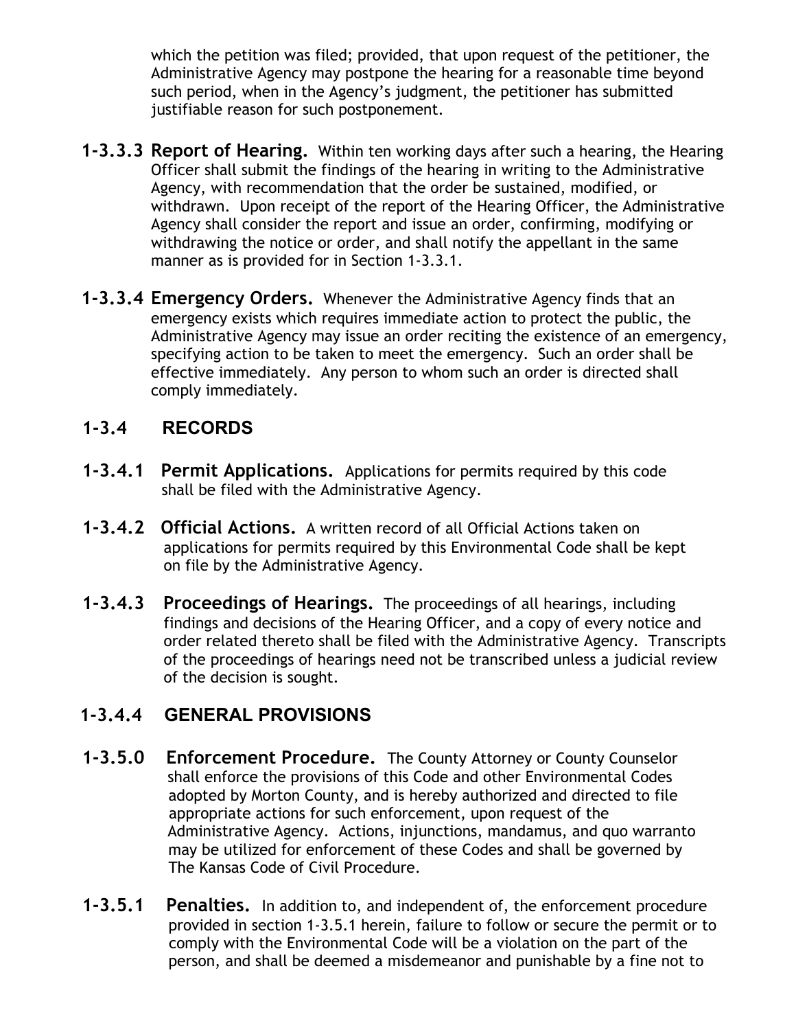which the petition was filed; provided, that upon request of the petitioner, the Administrative Agency may postpone the hearing for a reasonable time beyond such period, when in the Agency's judgment, the petitioner has submitted justifiable reason for such postponement.

**1-3.3.3 Report of Hearing.** Within ten working days after such a hearing, the Hearing Officer shall submit the findings of the hearing in writing to the Administrative Agency, with recommendation that the order be sustained, modified, or withdrawn. Upon receipt of the report of the Hearing Officer, the Administrative Agency shall consider the report and issue an order, confirming, modifying or withdrawing the notice or order, and shall notify the appellant in the same manner as is provided for in Section 1-3.3.1.

**1-3.3.4 Emergency Orders.** Whenever the Administrative Agency finds that an emergency exists which requires immediate action to protect the public, the Administrative Agency may issue an order reciting the existence of an emergency, specifying action to be taken to meet the emergency. Such an order shall be effective immediately. Any person to whom such an order is directed shall comply immediately.

## 1-3.4 RECORDS

**1-3.4.1 Permit Applications.** Applications for permits required by this code shall be filed with the Administrative Agency.

**1-3.4.2 Official Actions.** A written record of all Official Actions taken on applications for permits required by this Environmental Code shall be kept on file by the Administrative Agency.

**1-3.4.3 Proceedings of Hearings.** The proceedings of all hearings, including findings and decisions of the Hearing Officer, and a copy of every notice and order related thereto shall be filed with the Administrative Agency. Transcripts of the proceedings of hearings need not be transcribed unless a judicial review of the decision is sought.

## 1-3.4.4 GENERAL PROVISIONS

**1-3.5.0 Enforcement Procedure.** The County Attorney or County Counselor shall enforce the provisions of this Code and other Environmental Codes adopted by Morton County, and is hereby authorized and directed to file appropriate actions for such enforcement, upon request of the Administrative Agency. Actions, injunctions, mandamus, and quo warranto may be utilized for enforcement of these Codes and shall be governed by The Kansas Code of Civil Procedure.

**1-3.5.1 Penalties.** In addition to, and independent of, the enforcement procedure provided in section 1-3.5.1 herein, failure to follow or secure the permit or to comply with the Environmental Code will be a violation on the part of the person, and shall be deemed a misdemeanor and punishable by a fine not to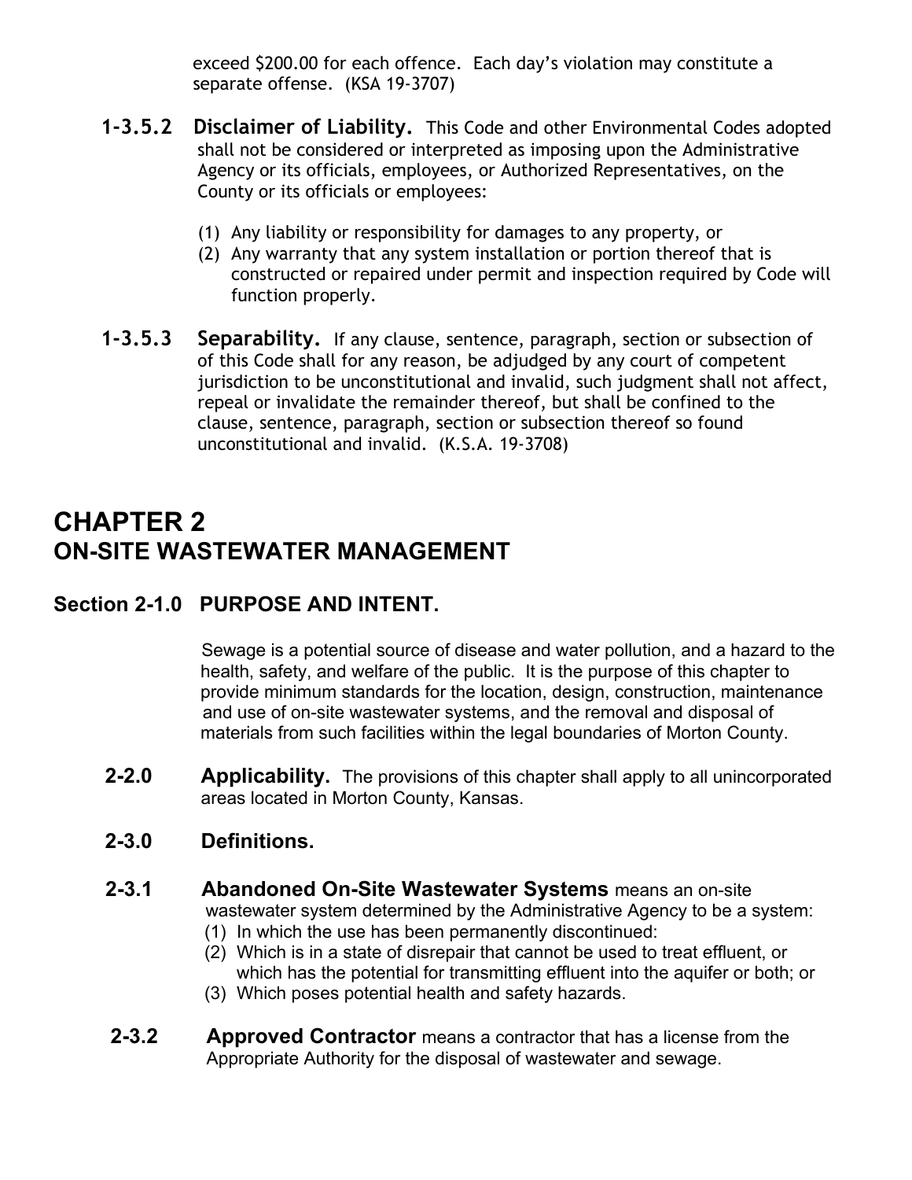exceed $200.00 for each offence. Each day's violation may constitute a separate offense. (KSA 19-3707)

**1-3.5.2 Disclaimer of Liability.** This Code and other Environmental Codes adopted shall not be considered or interpreted as imposing upon the Administrative Agency or its officials, employees, or Authorized Representatives, on the County or its officials or employees:

(1) Any liability or responsibility for damages to any property, or
(2) Any warranty that any system installation or portion thereof that is constructed or repaired under permit and inspection required by Code will function properly.

**1-3.5.3 Separability.** If any clause, sentence, paragraph, section or subsection of of this Code shall for any reason, be adjudged by any court of competent jurisdiction to be unconstitutional and invalid, such judgment shall not affect, repeal or invalidate the remainder thereof, but shall be confined to the clause, sentence, paragraph, section or subsection thereof so found unconstitutional and invalid. (K.S.A. 19-3708)

# CHAPTER 2
# ON-SITE WASTEWATER MANAGEMENT

## Section 2-1.0 PURPOSE AND INTENT.

Sewage is a potential source of disease and water pollution, and a hazard to the health, safety, and welfare of the public. It is the purpose of this chapter to provide minimum standards for the location, design, construction, maintenance and use of on-site wastewater systems, and the removal and disposal of materials from such facilities within the legal boundaries of Morton County.

**2-2.0 Applicability.** The provisions of this chapter shall apply to all unincorporated areas located in Morton County, Kansas.

**2-3.0 Definitions.**

**2-3.1 Abandoned On-Site Wastewater Systems** means an on-site wastewater system determined by the Administrative Agency to be a system:
(1) In which the use has been permanently discontinued:
(2) Which is in a state of disrepair that cannot be used to treat effluent, or which has the potential for transmitting effluent into the aquifer or both; or
(3) Which poses potential health and safety hazards.

**2-3.2 Approved Contractor** means a contractor that has a license from the Appropriate Authority for the disposal of wastewater and sewage.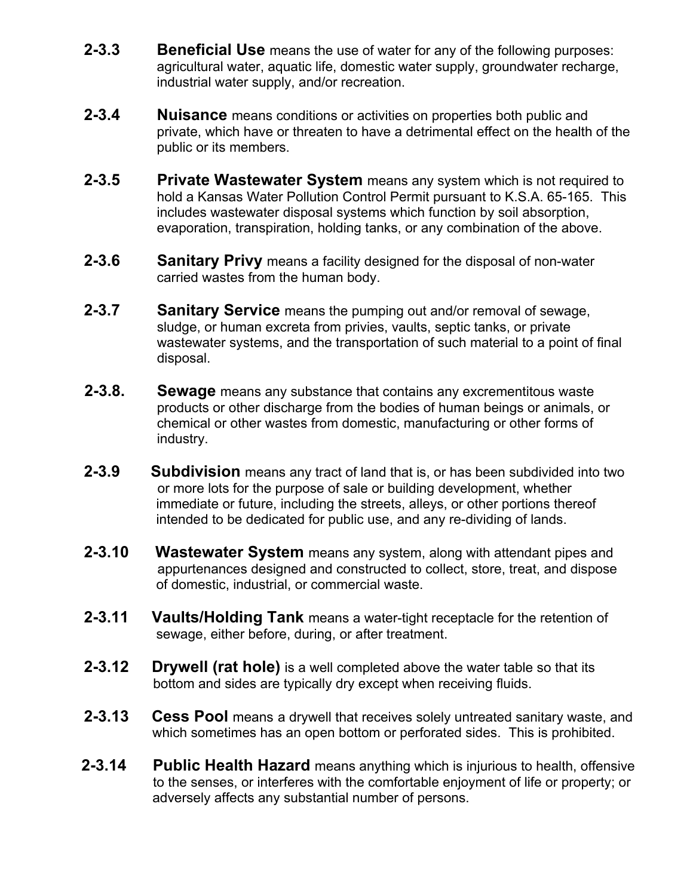**2-3.3 Beneficial Use** means the use of water for any of the following purposes: agricultural water, aquatic life, domestic water supply, groundwater recharge, industrial water supply, and/or recreation.

**2-3.4 Nuisance** means conditions or activities on properties both public and private, which have or threaten to have a detrimental effect on the health of the public or its members.

**2-3.5 Private Wastewater System** means any system which is not required to hold a Kansas Water Pollution Control Permit pursuant to K.S.A. 65-165. This includes wastewater disposal systems which function by soil absorption, evaporation, transpiration, holding tanks, or any combination of the above.

**2-3.6 Sanitary Privy** means a facility designed for the disposal of non-water carried wastes from the human body.

**2-3.7 Sanitary Service** means the pumping out and/or removal of sewage, sludge, or human excreta from privies, vaults, septic tanks, or private wastewater systems, and the transportation of such material to a point of final disposal.

**2-3.8. Sewage** means any substance that contains any excrementitous waste products or other discharge from the bodies of human beings or animals, or chemical or other wastes from domestic, manufacturing or other forms of industry.

**2-3.9 Subdivision** means any tract of land that is, or has been subdivided into two or more lots for the purpose of sale or building development, whether immediate or future, including the streets, alleys, or other portions thereof intended to be dedicated for public use, and any re-dividing of lands.

**2-3.10 Wastewater System** means any system, along with attendant pipes and appurtenances designed and constructed to collect, store, treat, and dispose of domestic, industrial, or commercial waste.

**2-3.11 Vaults/Holding Tank** means a water-tight receptacle for the retention of sewage, either before, during, or after treatment.

**2-3.12 Drywell (rat hole)** is a well completed above the water table so that its bottom and sides are typically dry except when receiving fluids.

**2-3.13 Cess Pool** means a drywell that receives solely untreated sanitary waste, and which sometimes has an open bottom or perforated sides. This is prohibited.

**2-3.14 Public Health Hazard** means anything which is injurious to health, offensive to the senses, or interferes with the comfortable enjoyment of life or property; or adversely affects any substantial number of persons.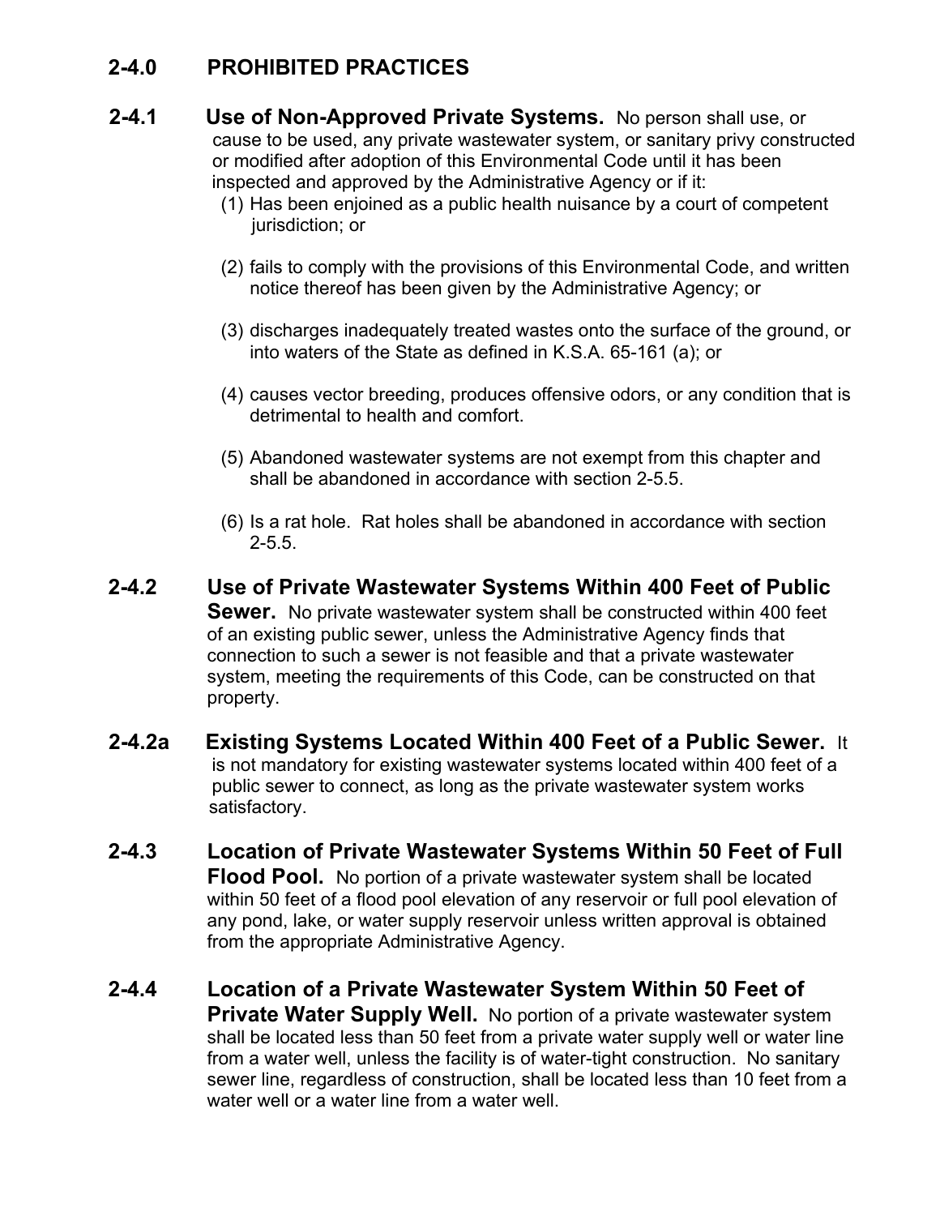## 2-4.0 PROHIBITED PRACTICES

**2-4.1 Use of Non-Approved Private Systems.** No person shall use, or cause to be used, any private wastewater system, or sanitary privy constructed or modified after adoption of this Environmental Code until it has been inspected and approved by the Administrative Agency or if it:

(1) Has been enjoined as a public health nuisance by a court of competent jurisdiction; or

(2) fails to comply with the provisions of this Environmental Code, and written notice thereof has been given by the Administrative Agency; or

(3) discharges inadequately treated wastes onto the surface of the ground, or into waters of the State as defined in K.S.A. 65-161 (a); or

(4) causes vector breeding, produces offensive odors, or any condition that is detrimental to health and comfort.

(5) Abandoned wastewater systems are not exempt from this chapter and shall be abandoned in accordance with section 2-5.5.

(6) Is a rat hole. Rat holes shall be abandoned in accordance with section 2-5.5.

**2-4.2 Use of Private Wastewater Systems Within 400 Feet of Public Sewer.** No private wastewater system shall be constructed within 400 feet of an existing public sewer, unless the Administrative Agency finds that connection to such a sewer is not feasible and that a private wastewater system, meeting the requirements of this Code, can be constructed on that property.

**2-4.2a Existing Systems Located Within 400 Feet of a Public Sewer.** It is not mandatory for existing wastewater systems located within 400 feet of a public sewer to connect, as long as the private wastewater system works satisfactory.

**2-4.3 Location of Private Wastewater Systems Within 50 Feet of Full Flood Pool.** No portion of a private wastewater system shall be located within 50 feet of a flood pool elevation of any reservoir or full pool elevation of any pond, lake, or water supply reservoir unless written approval is obtained from the appropriate Administrative Agency.

**2-4.4 Location of a Private Wastewater System Within 50 Feet of Private Water Supply Well.** No portion of a private wastewater system shall be located less than 50 feet from a private water supply well or water line from a water well, unless the facility is of water-tight construction. No sanitary sewer line, regardless of construction, shall be located less than 10 feet from a water well or a water line from a water well.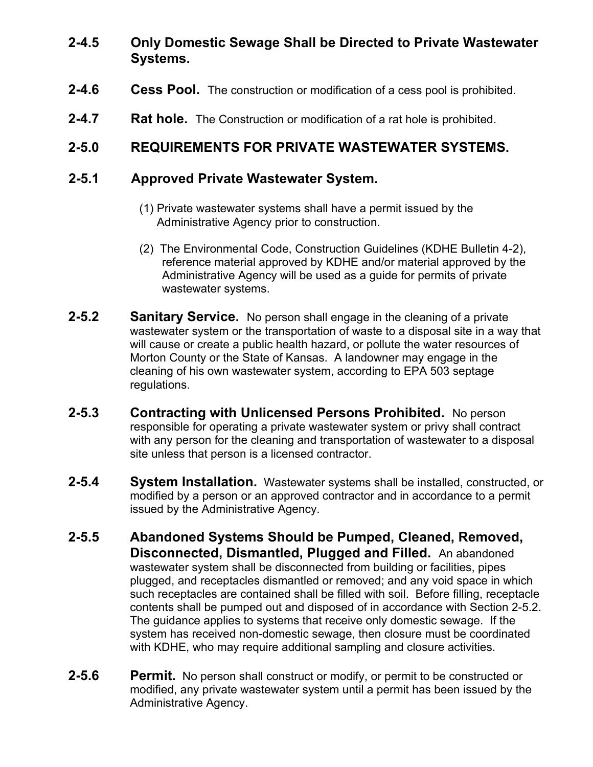**2-4.5 Only Domestic Sewage Shall be Directed to Private Wastewater Systems.**

**2-4.6 Cess Pool.** The construction or modification of a cess pool is prohibited.

**2-4.7 Rat hole.** The Construction or modification of a rat hole is prohibited.

## 2-5.0 REQUIREMENTS FOR PRIVATE WASTEWATER SYSTEMS.

### 2-5.1 Approved Private Wastewater System.

(1) Private wastewater systems shall have a permit issued by the Administrative Agency prior to construction.

(2) The Environmental Code, Construction Guidelines (KDHE Bulletin 4-2), reference material approved by KDHE and/or material approved by the Administrative Agency will be used as a guide for permits of private wastewater systems.

**2-5.2 Sanitary Service.** No person shall engage in the cleaning of a private wastewater system or the transportation of waste to a disposal site in a way that will cause or create a public health hazard, or pollute the water resources of Morton County or the State of Kansas. A landowner may engage in the cleaning of his own wastewater system, according to EPA 503 septage regulations.

**2-5.3 Contracting with Unlicensed Persons Prohibited.** No person responsible for operating a private wastewater system or privy shall contract with any person for the cleaning and transportation of wastewater to a disposal site unless that person is a licensed contractor.

**2-5.4 System Installation.** Wastewater systems shall be installed, constructed, or modified by a person or an approved contractor and in accordance to a permit issued by the Administrative Agency.

**2-5.5 Abandoned Systems Should be Pumped, Cleaned, Removed, Disconnected, Dismantled, Plugged and Filled.** An abandoned wastewater system shall be disconnected from building or facilities, pipes plugged, and receptacles dismantled or removed; and any void space in which such receptacles are contained shall be filled with soil. Before filling, receptacle contents shall be pumped out and disposed of in accordance with Section 2-5.2. The guidance applies to systems that receive only domestic sewage. If the system has received non-domestic sewage, then closure must be coordinated with KDHE, who may require additional sampling and closure activities.

**2-5.6 Permit.** No person shall construct or modify, or permit to be constructed or modified, any private wastewater system until a permit has been issued by the Administrative Agency.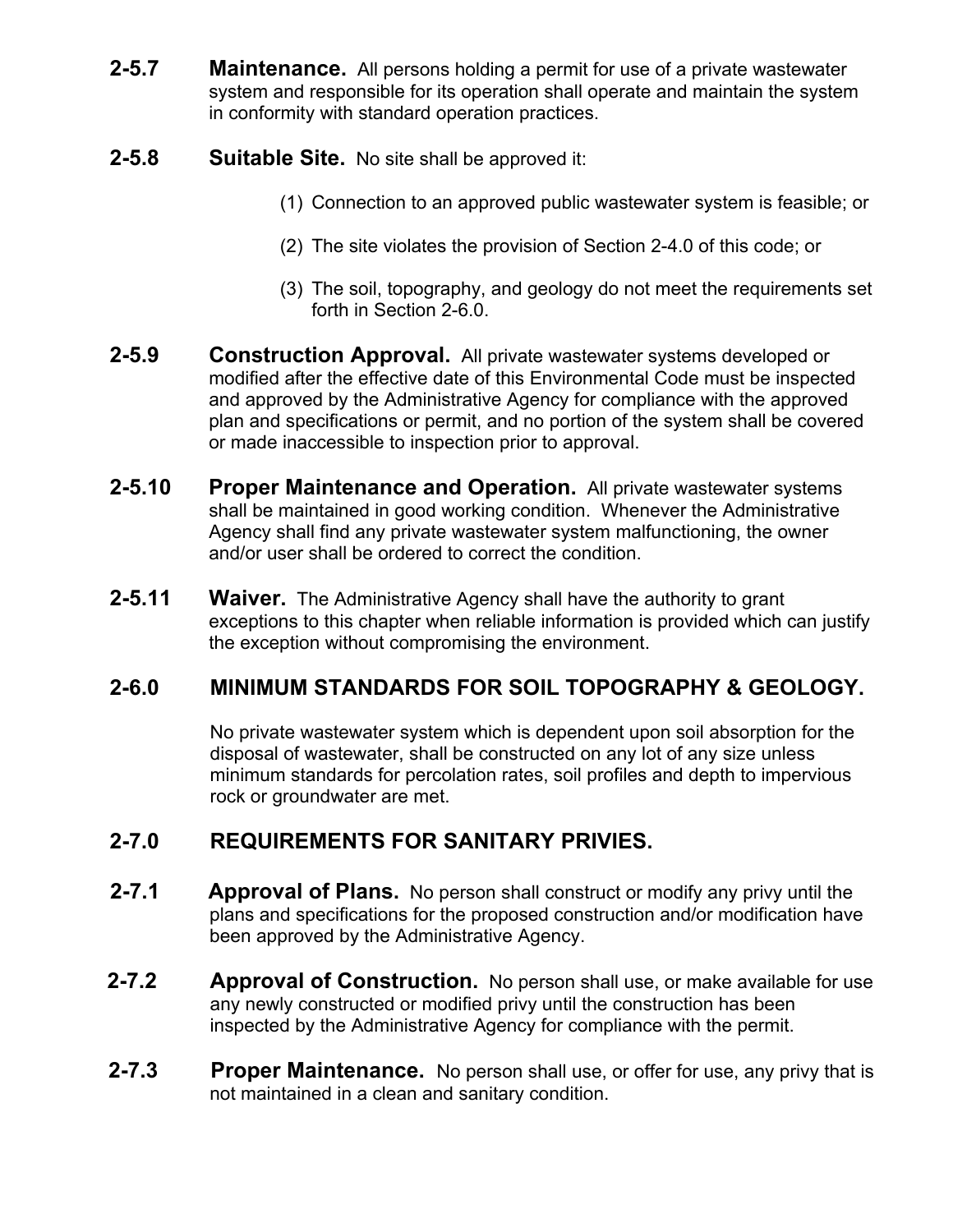**2-5.7 Maintenance.** All persons holding a permit for use of a private wastewater system and responsible for its operation shall operate and maintain the system in conformity with standard operation practices.

**2-5.8 Suitable Site.** No site shall be approved it:

(1) Connection to an approved public wastewater system is feasible; or

(2) The site violates the provision of Section 2-4.0 of this code; or

(3) The soil, topography, and geology do not meet the requirements set forth in Section 2-6.0.

**2-5.9 Construction Approval.** All private wastewater systems developed or modified after the effective date of this Environmental Code must be inspected and approved by the Administrative Agency for compliance with the approved plan and specifications or permit, and no portion of the system shall be covered or made inaccessible to inspection prior to approval.

**2-5.10 Proper Maintenance and Operation.** All private wastewater systems shall be maintained in good working condition. Whenever the Administrative Agency shall find any private wastewater system malfunctioning, the owner and/or user shall be ordered to correct the condition.

**2-5.11 Waiver.** The Administrative Agency shall have the authority to grant exceptions to this chapter when reliable information is provided which can justify the exception without compromising the environment.

## 2-6.0 MINIMUM STANDARDS FOR SOIL TOPOGRAPHY & GEOLOGY.

No private wastewater system which is dependent upon soil absorption for the disposal of wastewater, shall be constructed on any lot of any size unless minimum standards for percolation rates, soil profiles and depth to impervious rock or groundwater are met.

## 2-7.0 REQUIREMENTS FOR SANITARY PRIVIES.

**2-7.1 Approval of Plans.** No person shall construct or modify any privy until the plans and specifications for the proposed construction and/or modification have been approved by the Administrative Agency.

**2-7.2 Approval of Construction.** No person shall use, or make available for use any newly constructed or modified privy until the construction has been inspected by the Administrative Agency for compliance with the permit.

**2-7.3 Proper Maintenance.** No person shall use, or offer for use, any privy that is not maintained in a clean and sanitary condition.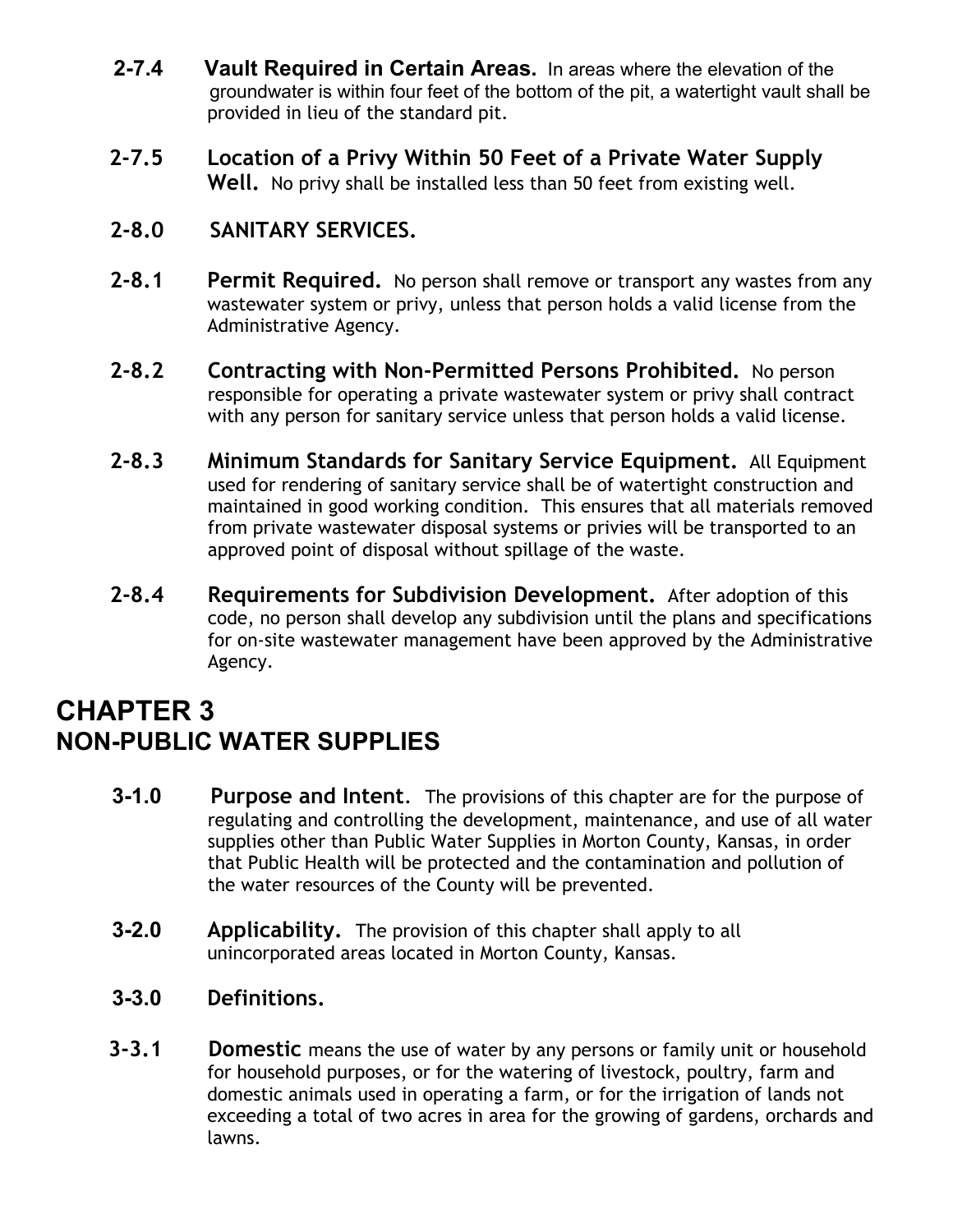**2-7.4 Vault Required in Certain Areas.** In areas where the elevation of the groundwater is within four feet of the bottom of the pit, a watertight vault shall be provided in lieu of the standard pit.

**2-7.5 Location of a Privy Within 50 Feet of a Private Water Supply Well.** No privy shall be installed less than 50 feet from existing well.

**2-8.0 SANITARY SERVICES.**

**2-8.1 Permit Required.** No person shall remove or transport any wastes from any wastewater system or privy, unless that person holds a valid license from the Administrative Agency.

**2-8.2 Contracting with Non-Permitted Persons Prohibited.** No person responsible for operating a private wastewater system or privy shall contract with any person for sanitary service unless that person holds a valid license.

**2-8.3 Minimum Standards for Sanitary Service Equipment.** All Equipment used for rendering of sanitary service shall be of watertight construction and maintained in good working condition. This ensures that all materials removed from private wastewater disposal systems or privies will be transported to an approved point of disposal without spillage of the waste.

**2-8.4 Requirements for Subdivision Development.** After adoption of this code, no person shall develop any subdivision until the plans and specifications for on-site wastewater management have been approved by the Administrative Agency.

# CHAPTER 3
# NON-PUBLIC WATER SUPPLIES

**3-1.0 Purpose and Intent**. The provisions of this chapter are for the purpose of regulating and controlling the development, maintenance, and use of all water supplies other than Public Water Supplies in Morton County, Kansas, in order that Public Health will be protected and the contamination and pollution of the water resources of the County will be prevented.

**3-2.0 Applicability.** The provision of this chapter shall apply to all unincorporated areas located in Morton County, Kansas.

**3-3.0 Definitions.**

**3-3.1 Domestic** means the use of water by any persons or family unit or household for household purposes, or for the watering of livestock, poultry, farm and domestic animals used in operating a farm, or for the irrigation of lands not exceeding a total of two acres in area for the growing of gardens, orchards and lawns.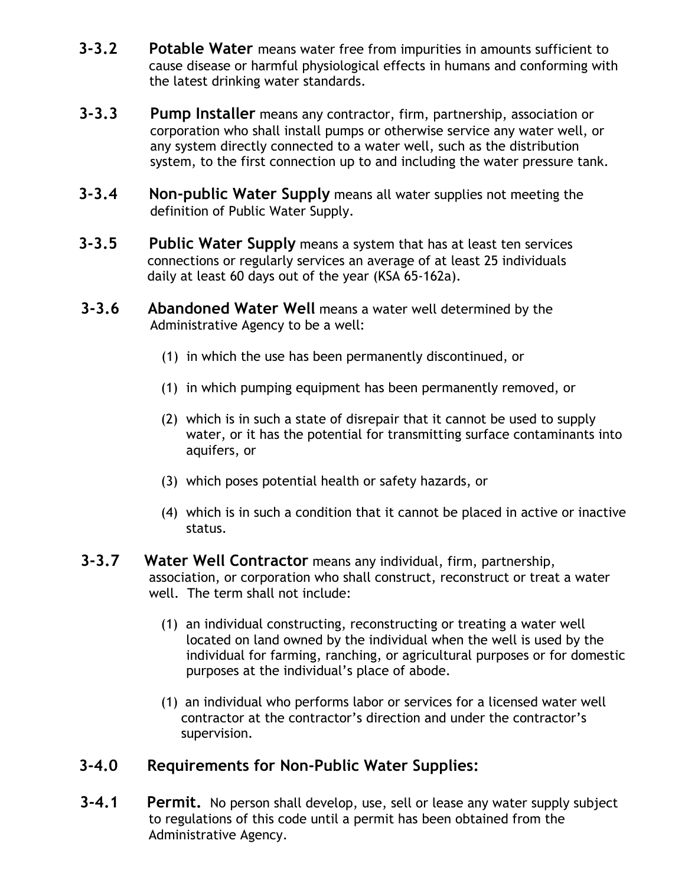**3-3.2** **Potable Water** means water free from impurities in amounts sufficient to cause disease or harmful physiological effects in humans and conforming with the latest drinking water standards.

**3-3.3** **Pump Installer** means any contractor, firm, partnership, association or corporation who shall install pumps or otherwise service any water well, or any system directly connected to a water well, such as the distribution system, to the first connection up to and including the water pressure tank.

**3-3.4** **Non-public Water Supply** means all water supplies not meeting the definition of Public Water Supply.

**3-3.5** **Public Water Supply** means a system that has at least ten services connections or regularly services an average of at least 25 individuals daily at least 60 days out of the year (KSA 65-162a).

**3-3.6** **Abandoned Water Well** means a water well determined by the Administrative Agency to be a well:

(1) in which the use has been permanently discontinued, or

(1) in which pumping equipment has been permanently removed, or

(2) which is in such a state of disrepair that it cannot be used to supply water, or it has the potential for transmitting surface contaminants into aquifers, or

(3) which poses potential health or safety hazards, or

(4) which is in such a condition that it cannot be placed in active or inactive status.

**3-3.7** **Water Well Contractor** means any individual, firm, partnership, association, or corporation who shall construct, reconstruct or treat a water well. The term shall not include:

(1) an individual constructing, reconstructing or treating a water well located on land owned by the individual when the well is used by the individual for farming, ranching, or agricultural purposes or for domestic purposes at the individual's place of abode.

(1) an individual who performs labor or services for a licensed water well contractor at the contractor's direction and under the contractor's supervision.

## 3-4.0 Requirements for Non-Public Water Supplies:

**3-4.1** **Permit.** No person shall develop, use, sell or lease any water supply subject to regulations of this code until a permit has been obtained from the Administrative Agency.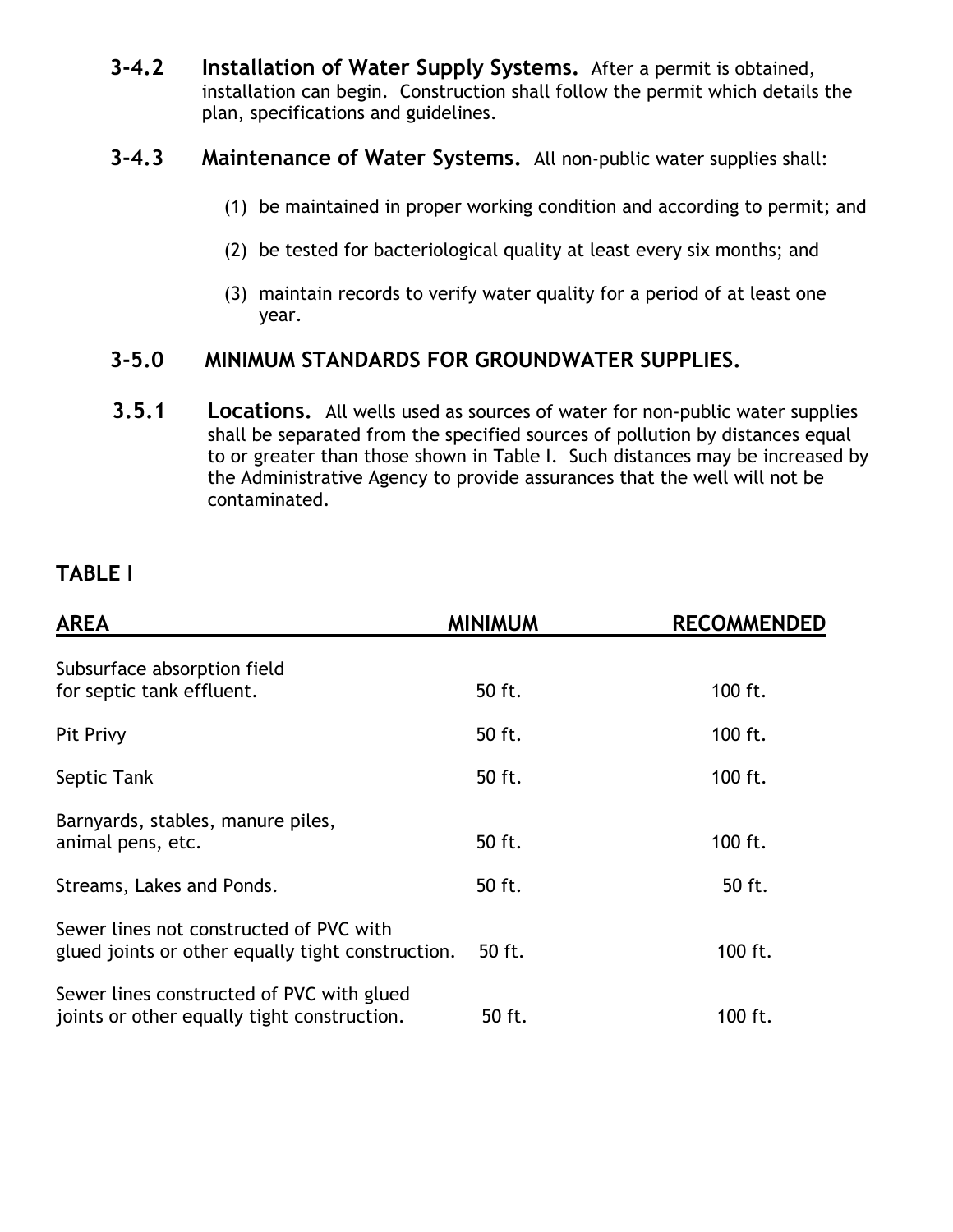**3-4.2 Installation of Water Supply Systems.** After a permit is obtained, installation can begin. Construction shall follow the permit which details the plan, specifications and guidelines.

**3-4.3 Maintenance of Water Systems.** All non-public water supplies shall:

(1) be maintained in proper working condition and according to permit; and

(2) be tested for bacteriological quality at least every six months; and

(3) maintain records to verify water quality for a period of at least one year.

## 3-5.0 MINIMUM STANDARDS FOR GROUNDWATER SUPPLIES.

**3.5.1 Locations.** All wells used as sources of water for non-public water supplies shall be separated from the specified sources of pollution by distances equal to or greater than those shown in Table I. Such distances may be increased by the Administrative Agency to provide assurances that the well will not be contaminated.

**TABLE I**

| AREA | MINIMUM | RECOMMENDED |
|---|---|---|
| Subsurface absorption field for septic tank effluent. | 50 ft. | 100 ft. |
| Pit Privy | 50 ft. | 100 ft. |
| Septic Tank | 50 ft. | 100 ft. |
| Barnyards, stables, manure piles, animal pens, etc. | 50 ft. | 100 ft. |
| Streams, Lakes and Ponds. | 50 ft. | 50 ft. |
| Sewer lines not constructed of PVC with glued joints or other equally tight construction. | 50 ft. | 100 ft. |
| Sewer lines constructed of PVC with glued joints or other equally tight construction. | 50 ft. | 100 ft. |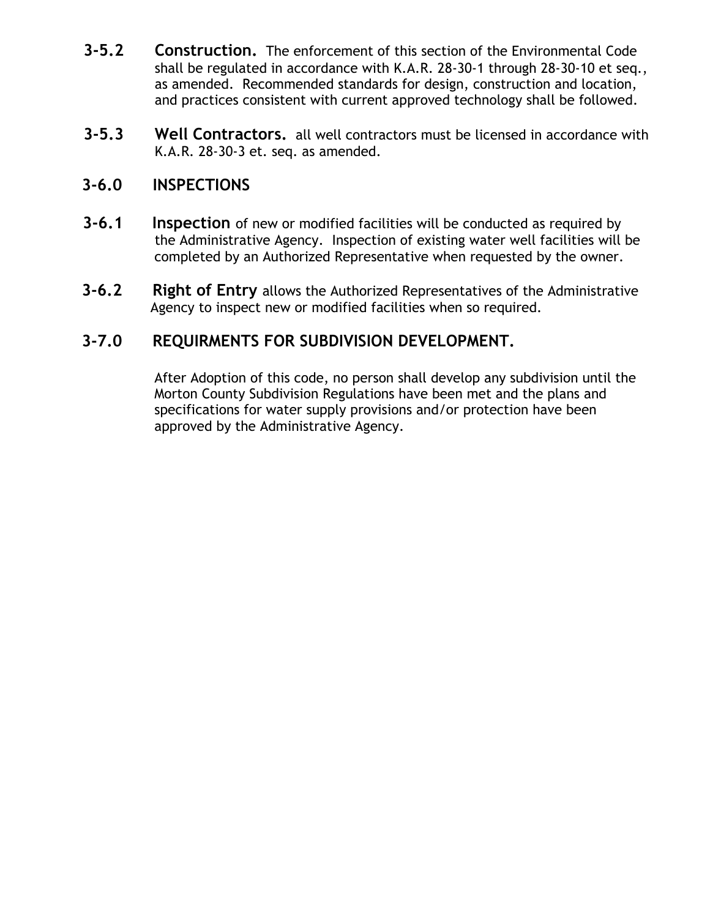**3-5.2 Construction.** The enforcement of this section of the Environmental Code shall be regulated in accordance with K.A.R. 28-30-1 through 28-30-10 et seq., as amended. Recommended standards for design, construction and location, and practices consistent with current approved technology shall be followed.

**3-5.3 Well Contractors.** all well contractors must be licensed in accordance with K.A.R. 28-30-3 et. seq. as amended.

## 3-6.0 INSPECTIONS

**3-6.1 Inspection** of new or modified facilities will be conducted as required by the Administrative Agency. Inspection of existing water well facilities will be completed by an Authorized Representative when requested by the owner.

**3-6.2 Right of Entry** allows the Authorized Representatives of the Administrative Agency to inspect new or modified facilities when so required.

## 3-7.0 REQUIRMENTS FOR SUBDIVISION DEVELOPMENT.

After Adoption of this code, no person shall develop any subdivision until the Morton County Subdivision Regulations have been met and the plans and specifications for water supply provisions and/or protection have been approved by the Administrative Agency.